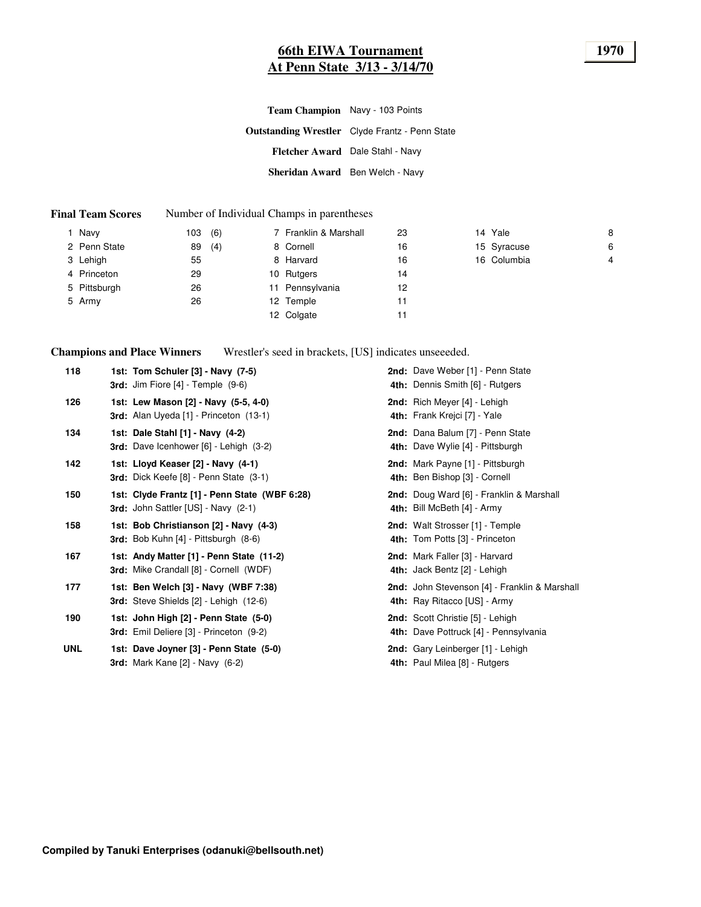# 66th EIWA Tournament
# At Penn State 3/13 - 3/14/70

**1970**

**Team Champion** Navy - 103 Points

**Outstanding Wrestler** Clyde Frantz - Penn State

**Fletcher Award** Dale Stahl - Navy

**Sheridan Award** Ben Welch - Navy

**Final Team Scores** Number of Individual Champs in parentheses

| | Team | Points | | Team | Points | | Team | Points |
|---|---|---|---|---|---|---|---|---|
| 1 | Navy | 103 (6) | 7 | Franklin & Marshall | 23 | 14 | Yale | 8 |
| 2 | Penn State | 89 (4) | 8 | Cornell | 16 | 15 | Syracuse | 6 |
| 3 | Lehigh | 55 | 8 | Harvard | 16 | 16 | Columbia | 4 |
| 4 | Princeton | 29 | 10 | Rutgers | 14 | | | |
| 5 | Pittsburgh | 26 | 11 | Pennsylvania | 12 | | | |
| 5 | Army | 26 | 12 | Temple | 11 | | | |
| | | | 12 | Colgate | 11 | | | |

**Champions and Place Winners** Wrestler's seed in brackets, [US] indicates unseeeded.

| Weight | 1st / 3rd | 2nd / 4th |
|---|---|---|
| 118 | **1st: Tom Schuler [3] - Navy (7-5)** | **2nd:** Dave Weber [1] - Penn State |
| | **3rd:** Jim Fiore [4] - Temple (9-6) | **4th:** Dennis Smith [6] - Rutgers |
| 126 | **1st: Lew Mason [2] - Navy (5-5, 4-0)** | **2nd:** Rich Meyer [4] - Lehigh |
| | **3rd:** Alan Uyeda [1] - Princeton (13-1) | **4th:** Frank Krejci [7] - Yale |
| 134 | **1st: Dale Stahl [1] - Navy (4-2)** | **2nd:** Dana Balum [7] - Penn State |
| | **3rd:** Dave Icenhower [6] - Lehigh (3-2) | **4th:** Dave Wylie [4] - Pittsburgh |
| 142 | **1st: Lloyd Keaser [2] - Navy (4-1)** | **2nd:** Mark Payne [1] - Pittsburgh |
| | **3rd:** Dick Keefe [8] - Penn State (3-1) | **4th:** Ben Bishop [3] - Cornell |
| 150 | **1st: Clyde Frantz [1] - Penn State (WBF 6:28)** | **2nd:** Doug Ward [6] - Franklin & Marshall |
| | **3rd:** John Sattler [US] - Navy (2-1) | **4th:** Bill McBeth [4] - Army |
| 158 | **1st: Bob Christianson [2] - Navy (4-3)** | **2nd:** Walt Strosser [1] - Temple |
| | **3rd:** Bob Kuhn [4] - Pittsburgh (8-6) | **4th:** Tom Potts [3] - Princeton |
| 167 | **1st: Andy Matter [1] - Penn State (11-2)** | **2nd:** Mark Faller [3] - Harvard |
| | **3rd:** Mike Crandall [8] - Cornell (WDF) | **4th:** Jack Bentz [2] - Lehigh |
| 177 | **1st: Ben Welch [3] - Navy (WBF 7:38)** | **2nd:** John Stevenson [4] - Franklin & Marshall |
| | **3rd:** Steve Shields [2] - Lehigh (12-6) | **4th:** Ray Ritacco [US] - Army |
| 190 | **1st: John High [2] - Penn State (5-0)** | **2nd:** Scott Christie [5] - Lehigh |
| | **3rd:** Emil Deliere [3] - Princeton (9-2) | **4th:** Dave Pottruck [4] - Pennsylvania |
| UNL | **1st: Dave Joyner [3] - Penn State (5-0)** | **2nd:** Gary Leinberger [1] - Lehigh |
| | **3rd:** Mark Kane [2] - Navy (6-2) | **4th:** Paul Milea [8] - Rutgers |

**Compiled by Tanuki Enterprises (odanuki@bellsouth.net)**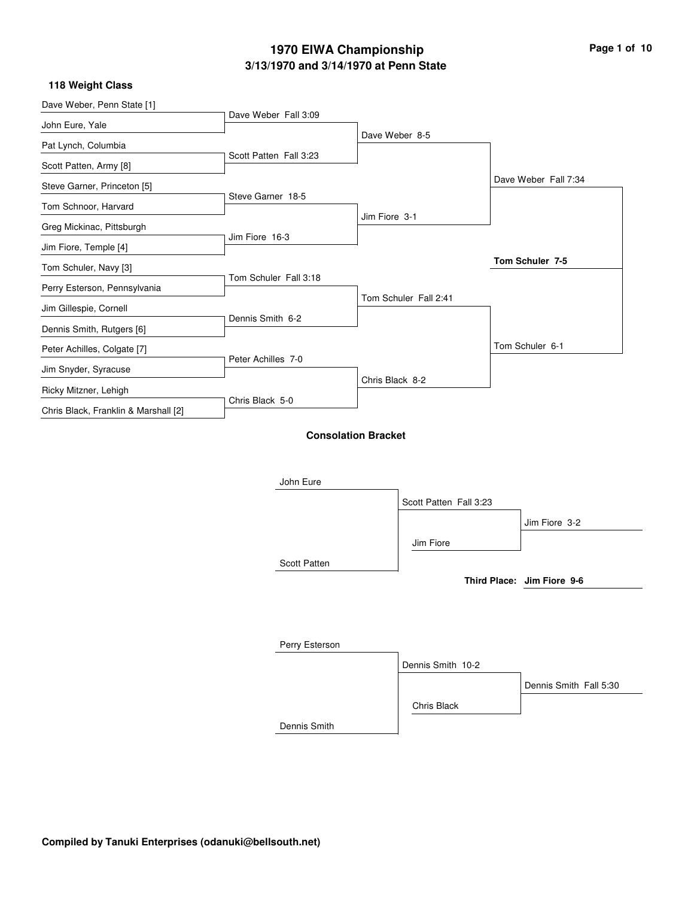# 1970 EIWA Championship

## 3/13/1970 and 3/14/1970 at Penn State

### 118 Weight Class

**First Round**

- Dave Weber, Penn State [1] vs. John Eure, Yale — Dave Weber Fall 3:09
- Pat Lynch, Columbia vs. Scott Patten, Army [8] — Scott Patten Fall 3:23
- Steve Garner, Princeton [5] vs. Tom Schnoor, Harvard — Steve Garner 18-5
- Greg Mickinac, Pittsburgh vs. Jim Fiore, Temple [4] — Jim Fiore 16-3
- Tom Schuler, Navy [3] vs. Perry Esterson, Pennsylvania — Tom Schuler Fall 3:18
- Jim Gillespie, Cornell vs. Dennis Smith, Rutgers [6] — Dennis Smith 6-2
- Peter Achilles, Colgate [7] vs. Jim Snyder, Syracuse — Peter Achilles 7-0
- Ricky Mitzner, Lehigh vs. Chris Black, Franklin & Marshall [2] — Chris Black 5-0

**Quarterfinals**

- Dave Weber 8-5
- Jim Fiore 3-1
- Tom Schuler Fall 2:41
- Chris Black 8-2

**Semifinals**

- Dave Weber Fall 7:34
- Tom Schuler 6-1

**Final**

- **Tom Schuler 7-5**

### Consolation Bracket

- John Eure vs. Scott Patten — Scott Patten Fall 3:23
- Scott Patten vs. Jim Fiore — Jim Fiore 3-2
- **Third Place: Jim Fiore 9-6**

- Perry Esterson vs. Dennis Smith — Dennis Smith 10-2
- Dennis Smith vs. Chris Black — Dennis Smith Fall 5:30

Compiled by Tanuki Enterprises (odanuki@bellsouth.net)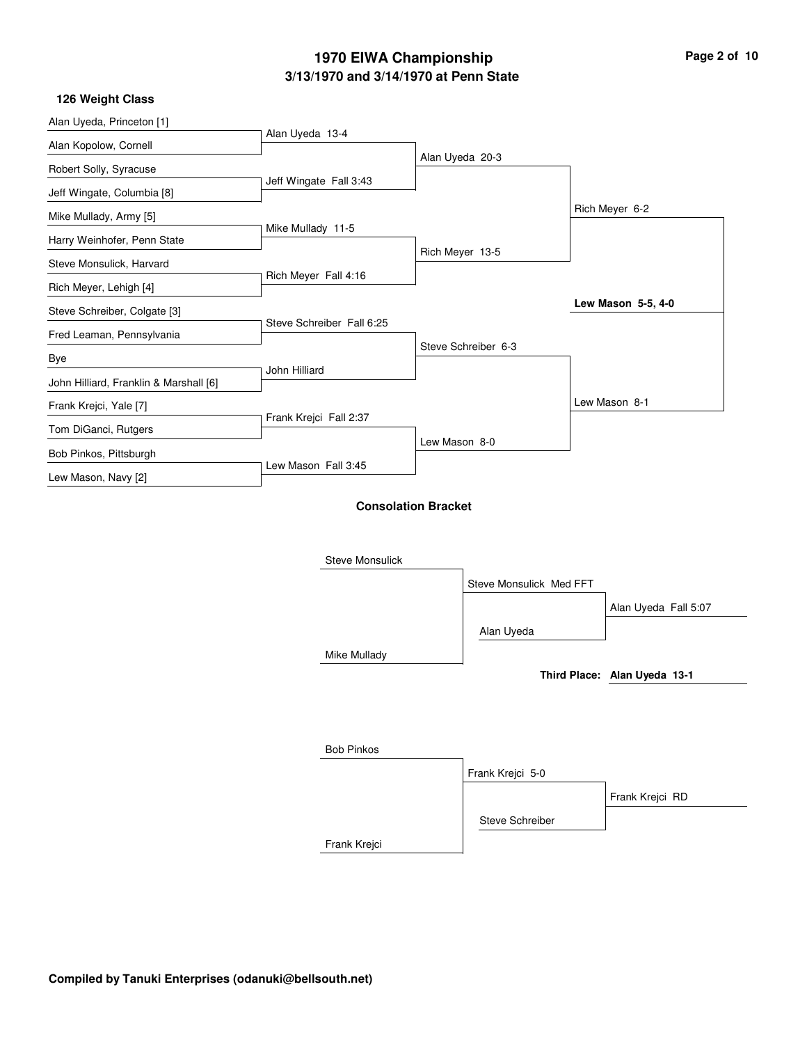# 1970 EIWA Championship
## 3/13/1970 and 3/14/1970 at Penn State

### 126 Weight Class

**First Round**

- Alan Uyeda, Princeton [1] vs. Alan Kopolow, Cornell — Alan Uyeda 13-4
- Robert Solly, Syracuse vs. Jeff Wingate, Columbia [8] — Jeff Wingate Fall 3:43
- Mike Mullady, Army [5] vs. Harry Weinhofer, Penn State — Mike Mullady 11-5
- Steve Monsulick, Harvard vs. Rich Meyer, Lehigh [4] — Rich Meyer Fall 4:16
- Steve Schreiber, Colgate [3] vs. Fred Leaman, Pennsylvania — Steve Schreiber Fall 6:25
- Bye vs. John Hilliard, Franklin & Marshall [6] — John Hilliard
- Frank Krejci, Yale [7] vs. Tom DiGanci, Rutgers — Frank Krejci Fall 2:37
- Bob Pinkos, Pittsburgh vs. Lew Mason, Navy [2] — Lew Mason Fall 3:45

**Quarterfinals**

- Alan Uyeda 20-3
- Rich Meyer 13-5
- Steve Schreiber 6-3
- Lew Mason 8-0

**Semifinals**

- Rich Meyer 6-2
- Lew Mason 8-1

**Final**

- **Lew Mason 5-5, 4-0**

### Consolation Bracket

- Steve Monsulick vs. Mike Mullady — Steve Monsulick Med FFT
- Steve Monsulick vs. Alan Uyeda — Alan Uyeda Fall 5:07
- **Third Place: Alan Uyeda 13-1**

- Bob Pinkos vs. Frank Krejci — Frank Krejci 5-0
- Frank Krejci vs. Steve Schreiber — Frank Krejci RD

**Compiled by Tanuki Enterprises (odanuki@bellsouth.net)**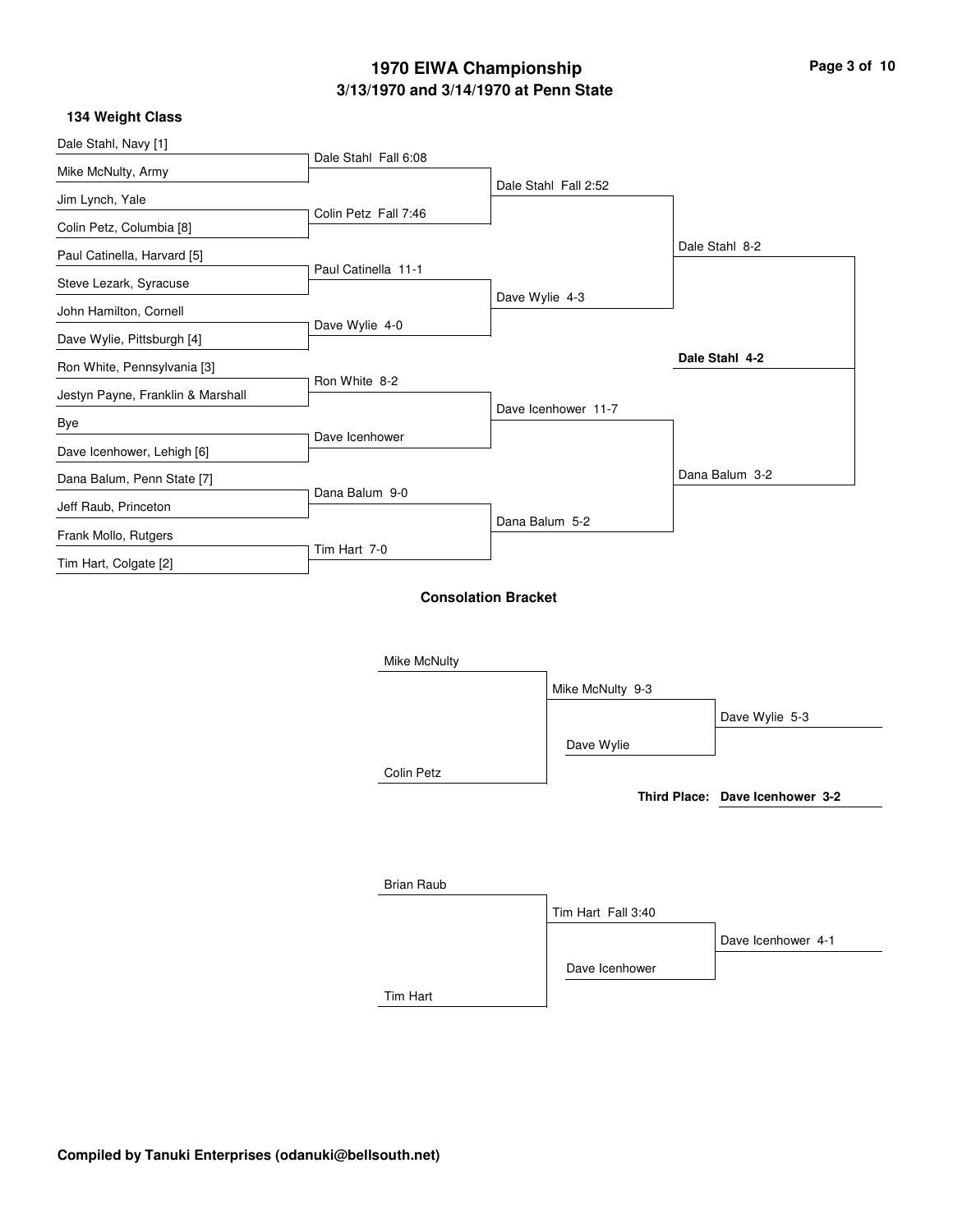# 1970 EIWA Championship

## 3/13/1970 and 3/14/1970 at Penn State

### 134 Weight Class

| First Round | Quarterfinals | Semifinals | Finals | Champion |
|---|---|---|---|---|
| Dale Stahl, Navy [1] | Dale Stahl Fall 6:08 | Dale Stahl Fall 2:52 | Dale Stahl 8-2 | **Dale Stahl 4-2** |
| Mike McNulty, Army | | | | |
| Jim Lynch, Yale | Colin Petz Fall 7:46 | | | |
| Colin Petz, Columbia [8] | | | | |
| Paul Catinella, Harvard [5] | Paul Catinella 11-1 | Dave Wylie 4-3 | | |
| Steve Lezark, Syracuse | | | | |
| John Hamilton, Cornell | Dave Wylie 4-0 | | | |
| Dave Wylie, Pittsburgh [4] | | | | |
| Ron White, Pennsylvania [3] | Ron White 8-2 | Dave Icenhower 11-7 | Dana Balum 3-2 | |
| Jestyn Payne, Franklin & Marshall | | | | |
| Bye | Dave Icenhower | | | |
| Dave Icenhower, Lehigh [6] | | | | |
| Dana Balum, Penn State [7] | Dana Balum 9-0 | Dana Balum 5-2 | | |
| Jeff Raub, Princeton | | | | |
| Frank Mollo, Rutgers | Tim Hart 7-0 | | | |
| Tim Hart, Colgate [2] | | | | |

### Consolation Bracket

| Round 1 | Round 2 | Result |
|---|---|---|
| Mike McNulty | Mike McNulty 9-3 | Dave Wylie 5-3 |
| Colin Petz | Dave Wylie | |
| Brian Raub | Tim Hart Fall 3:40 | Dave Icenhower 4-1 |
| Tim Hart | Dave Icenhower | |

**Third Place:** **Dave Icenhower 3-2**

**Compiled by Tanuki Enterprises (odanuki@bellsouth.net)**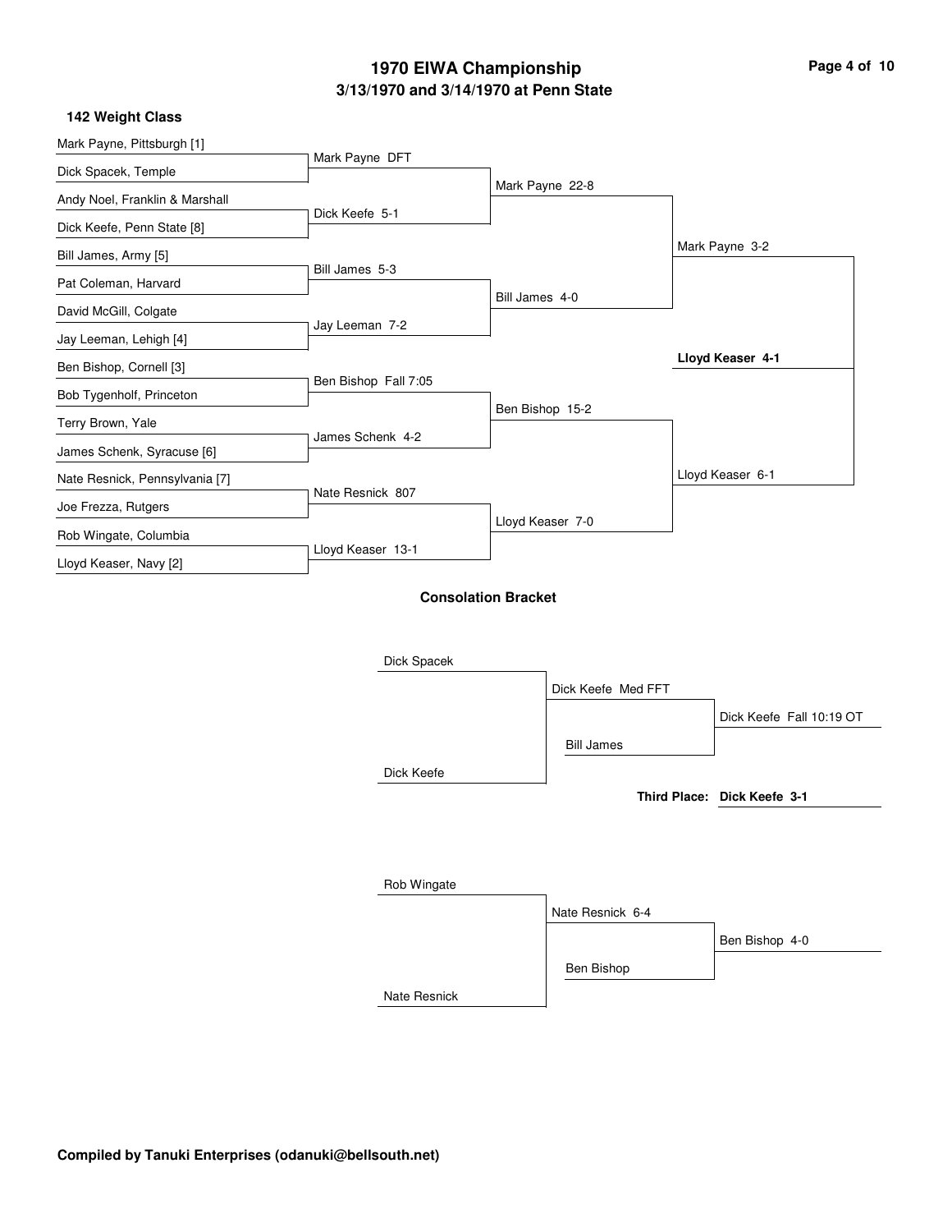# 1970 EIWA Championship

## 3/13/1970 and 3/14/1970 at Penn State

### 142 Weight Class

**First Round**

- Mark Payne, Pittsburgh [1] vs. Dick Spacek, Temple — Mark Payne DFT
- Andy Noel, Franklin & Marshall vs. Dick Keefe, Penn State [8] — Dick Keefe 5-1
- Bill James, Army [5] vs. Pat Coleman, Harvard — Bill James 5-3
- David McGill, Colgate vs. Jay Leeman, Lehigh [4] — Jay Leeman 7-2
- Ben Bishop, Cornell [3] vs. Bob Tygenholf, Princeton — Ben Bishop Fall 7:05
- Terry Brown, Yale vs. James Schenk, Syracuse [6] — James Schenk 4-2
- Nate Resnick, Pennsylvania [7] vs. Joe Frezza, Rutgers — Nate Resnick 807
- Rob Wingate, Columbia vs. Lloyd Keaser, Navy [2] — Lloyd Keaser 13-1

**Quarterfinals**

- Mark Payne 22-8
- Bill James 4-0
- Ben Bishop 15-2
- Lloyd Keaser 7-0

**Semifinals**

- Mark Payne 3-2
- Lloyd Keaser 6-1

**Final**

- **Lloyd Keaser 4-1**

### Consolation Bracket

- Dick Spacek vs. Dick Keefe — Dick Keefe Med FFT
- Dick Keefe vs. Bill James — Dick Keefe Fall 10:19 OT

**Third Place: Dick Keefe 3-1**

- Rob Wingate vs. Nate Resnick — Nate Resnick 6-4
- Nate Resnick vs. Ben Bishop — Ben Bishop 4-0

**Compiled by Tanuki Enterprises (odanuki@bellsouth.net)**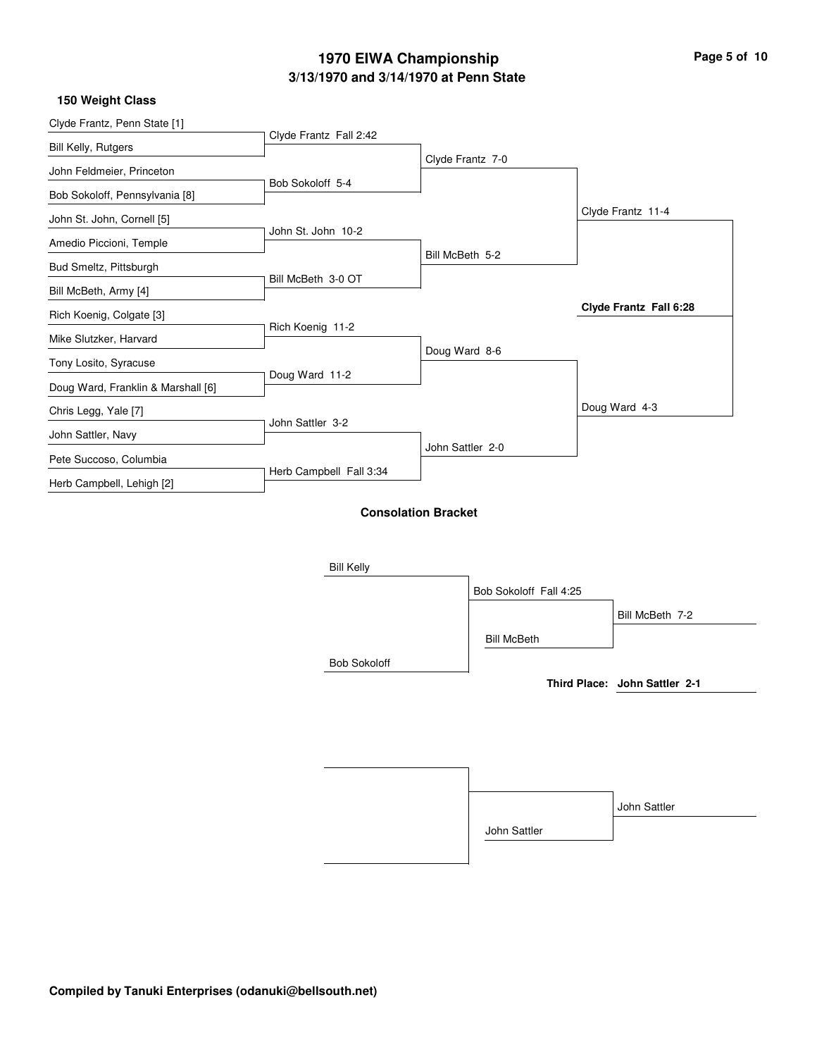# 1970 EIWA Championship

## 3/13/1970 and 3/14/1970 at Penn State

### 150 Weight Class

**First Round**

- Clyde Frantz, Penn State [1] vs. Bill Kelly, Rutgers — Clyde Frantz Fall 2:42
- John Feldmeier, Princeton vs. Bob Sokoloff, Pennsylvania [8] — Bob Sokoloff 5-4
- John St. John, Cornell [5] vs. Amedio Piccioni, Temple — John St. John 10-2
- Bud Smeltz, Pittsburgh vs. Bill McBeth, Army [4] — Bill McBeth 3-0 OT
- Rich Koenig, Colgate [3] vs. Mike Slutzker, Harvard — Rich Koenig 11-2
- Tony Losito, Syracuse vs. Doug Ward, Franklin & Marshall [6] — Doug Ward 11-2
- Chris Legg, Yale [7] vs. John Sattler, Navy — John Sattler 3-2
- Pete Succoso, Columbia vs. Herb Campbell, Lehigh [2] — Herb Campbell Fall 3:34

**Quarterfinals**

- Clyde Frantz 7-0
- Bill McBeth 5-2
- Doug Ward 8-6
- John Sattler 2-0

**Semifinals**

- Clyde Frantz 11-4
- Doug Ward 4-3

**Final**

**Clyde Frantz Fall 6:28**

### Consolation Bracket

- Bill Kelly vs. Bob Sokoloff — Bob Sokoloff Fall 4:25
- Bob Sokoloff vs. Bill McBeth — Bill McBeth 7-2

**Third Place: John Sattler 2-1**

- John Sattler — John Sattler

**Compiled by Tanuki Enterprises (odanuki@bellsouth.net)**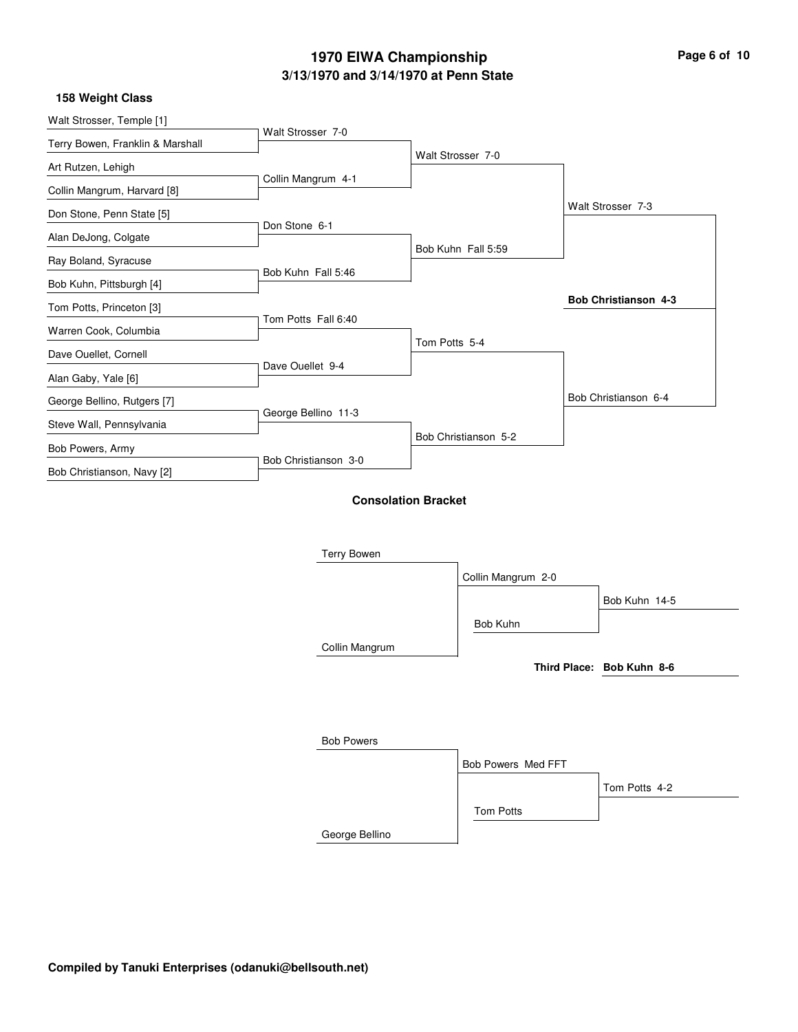# 1970 EIWA Championship

## 3/13/1970 and 3/14/1970 at Penn State

### 158 Weight Class

**First Round**

- Walt Strosser, Temple [1] vs. Terry Bowen, Franklin & Marshall — Walt Strosser 7-0
- Art Rutzen, Lehigh vs. Collin Mangrum, Harvard [8] — Collin Mangrum 4-1
- Don Stone, Penn State [5] vs. Alan DeJong, Colgate — Don Stone 6-1
- Ray Boland, Syracuse vs. Bob Kuhn, Pittsburgh [4] — Bob Kuhn Fall 5:46
- Tom Potts, Princeton [3] vs. Warren Cook, Columbia — Tom Potts Fall 6:40
- Dave Ouellet, Cornell vs. Alan Gaby, Yale [6] — Dave Ouellet 9-4
- George Bellino, Rutgers [7] vs. Steve Wall, Pennsylvania — George Bellino 11-3
- Bob Powers, Army vs. Bob Christianson, Navy [2] — Bob Christianson 3-0

**Quarterfinals**

- Walt Strosser 7-0
- Bob Kuhn Fall 5:59
- Tom Potts 5-4
- Bob Christianson 5-2

**Semifinals**

- Walt Strosser 7-3
- Bob Christianson 6-4

**Final**

- **Bob Christianson 4-3**

### Consolation Bracket

- Terry Bowen vs. Collin Mangrum — Collin Mangrum 2-0
- Collin Mangrum vs. Bob Kuhn — Bob Kuhn 14-5
- **Third Place: Bob Kuhn 8-6**

- Bob Powers vs. George Bellino — Bob Powers Med FFT
- Bob Powers vs. Tom Potts — Tom Potts 4-2

**Compiled by Tanuki Enterprises (odanuki@bellsouth.net)**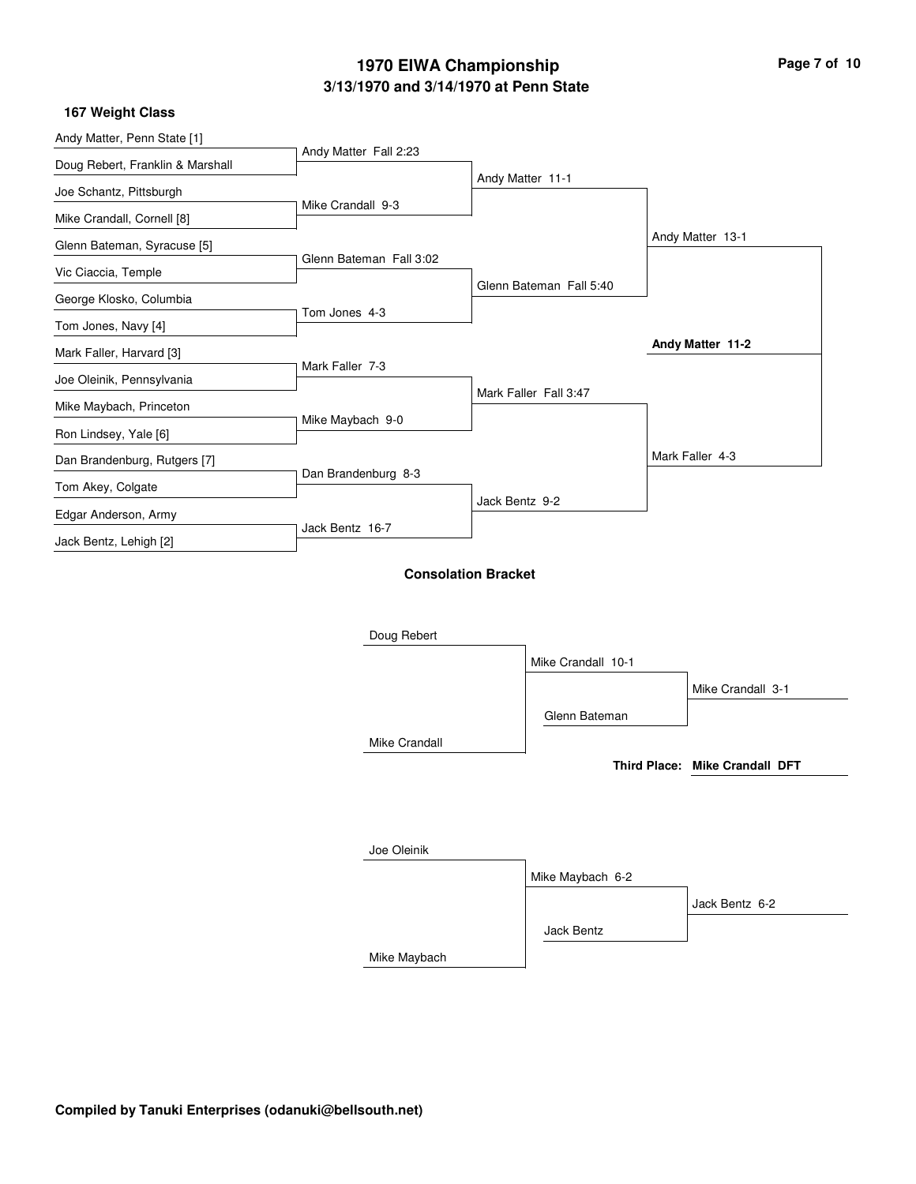# 1970 EIWA Championship

## 3/13/1970 and 3/14/1970 at Penn State

### 167 Weight Class

**First Round**

- Andy Matter, Penn State [1] vs. Doug Rebert, Franklin & Marshall — Andy Matter Fall 2:23
- Joe Schantz, Pittsburgh vs. Mike Crandall, Cornell [8] — Mike Crandall 9-3
- Glenn Bateman, Syracuse [5] vs. Vic Ciaccia, Temple — Glenn Bateman Fall 3:02
- George Klosko, Columbia vs. Tom Jones, Navy [4] — Tom Jones 4-3
- Mark Faller, Harvard [3] vs. Joe Oleinik, Pennsylvania — Mark Faller 7-3
- Mike Maybach, Princeton vs. Ron Lindsey, Yale [6] — Mike Maybach 9-0
- Dan Brandenburg, Rutgers [7] vs. Tom Akey, Colgate — Dan Brandenburg 8-3
- Edgar Anderson, Army vs. Jack Bentz, Lehigh [2] — Jack Bentz 16-7

**Quarterfinals**

- Andy Matter 11-1
- Glenn Bateman Fall 5:40
- Mark Faller Fall 3:47
- Jack Bentz 9-2

**Semifinals**

- Andy Matter 13-1
- Mark Faller 4-3

**Final**

- **Andy Matter 11-2**

### Consolation Bracket

- Doug Rebert vs. Mike Crandall — Mike Crandall 10-1
- Mike Crandall vs. Glenn Bateman — Mike Crandall 3-1

**Third Place: Mike Crandall DFT**

- Joe Oleinik vs. Mike Maybach — Mike Maybach 6-2
- Mike Maybach vs. Jack Bentz — Jack Bentz 6-2

**Compiled by Tanuki Enterprises (odanuki@bellsouth.net)**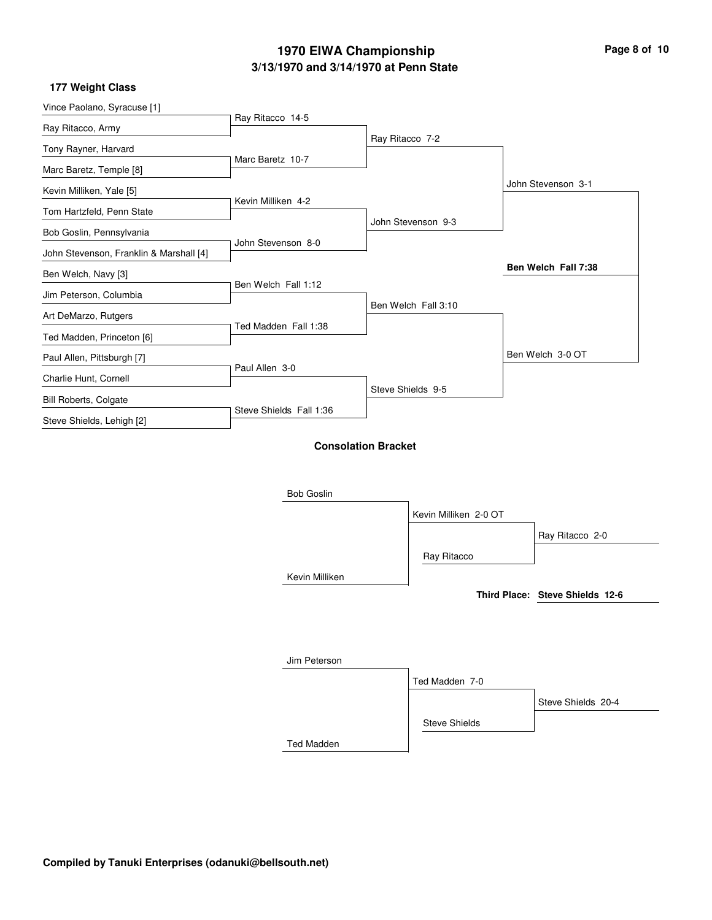# 1970 EIWA Championship
## 3/13/1970 and 3/14/1970 at Penn State

### 177 Weight Class

**First Round**

- Vince Paolano, Syracuse [1] vs. Ray Ritacco, Army — Ray Ritacco 14-5
- Tony Rayner, Harvard vs. Marc Baretz, Temple [8] — Marc Baretz 10-7
- Kevin Milliken, Yale [5] vs. Tom Hartzfeld, Penn State — Kevin Milliken 4-2
- Bob Goslin, Pennsylvania vs. John Stevenson, Franklin & Marshall [4] — John Stevenson 8-0
- Ben Welch, Navy [3] vs. Jim Peterson, Columbia — Ben Welch Fall 1:12
- Art DeMarzo, Rutgers vs. Ted Madden, Princeton [6] — Ted Madden Fall 1:38
- Paul Allen, Pittsburgh [7] vs. Charlie Hunt, Cornell — Paul Allen 3-0
- Bill Roberts, Colgate vs. Steve Shields, Lehigh [2] — Steve Shields Fall 1:36

**Quarterfinals**

- Ray Ritacco 7-2
- John Stevenson 9-3
- Ben Welch Fall 3:10
- Steve Shields 9-5

**Semifinals**

- John Stevenson 3-1
- Ben Welch 3-0 OT

**Final**

- **Ben Welch Fall 7:38**

### Consolation Bracket

- Bob Goslin vs. Kevin Milliken — Kevin Milliken 2-0 OT
- Kevin Milliken vs. Ray Ritacco — Ray Ritacco 2-0

**Third Place: Steve Shields 12-6**

- Jim Peterson vs. Ted Madden — Ted Madden 7-0
- Ted Madden vs. Steve Shields — Steve Shields 20-4

**Compiled by Tanuki Enterprises (odanuki@bellsouth.net)**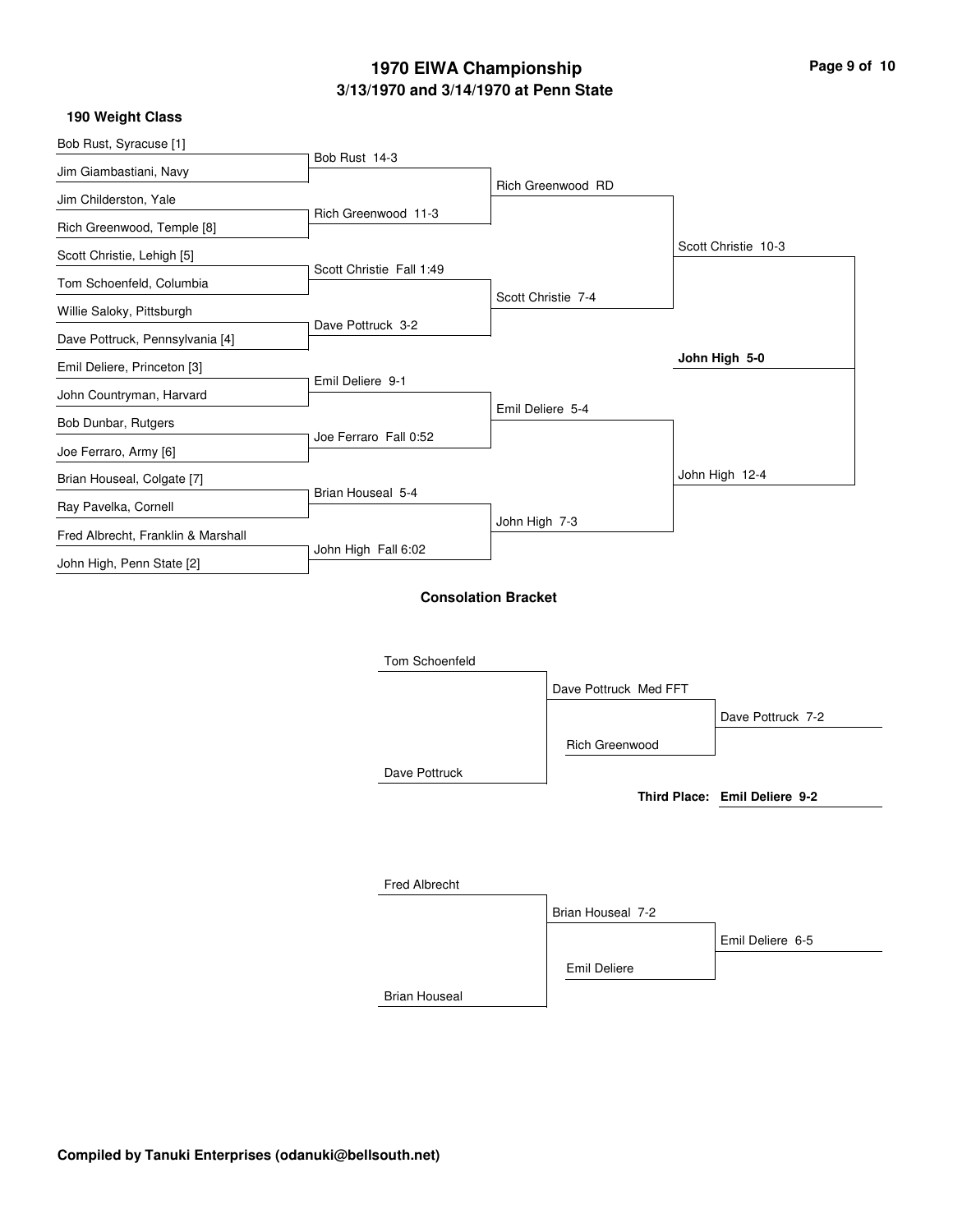# 1970 EIWA Championship
## 3/13/1970 and 3/14/1970 at Penn State

### 190 Weight Class

**First Round**

- Bob Rust, Syracuse [1] vs. Jim Giambastiani, Navy — Bob Rust 14-3
- Jim Childerston, Yale vs. Rich Greenwood, Temple [8] — Rich Greenwood 11-3
- Scott Christie, Lehigh [5] vs. Tom Schoenfeld, Columbia — Scott Christie Fall 1:49
- Willie Saloky, Pittsburgh vs. Dave Pottruck, Pennsylvania [4] — Dave Pottruck 3-2
- Emil Deliere, Princeton [3] vs. John Countryman, Harvard — Emil Deliere 9-1
- Bob Dunbar, Rutgers vs. Joe Ferraro, Army [6] — Joe Ferraro Fall 0:52
- Brian Houseal, Colgate [7] vs. Ray Pavelka, Cornell — Brian Houseal 5-4
- Fred Albrecht, Franklin & Marshall vs. John High, Penn State [2] — John High Fall 6:02

**Quarterfinals**

- Rich Greenwood RD
- Scott Christie 7-4
- Emil Deliere 5-4
- John High 7-3

**Semifinals**

- Scott Christie 10-3
- John High 12-4

**Final**

- **John High 5-0**

### Consolation Bracket

- Tom Schoenfeld vs. Dave Pottruck — Dave Pottruck Med FFT
- Dave Pottruck vs. Rich Greenwood — Dave Pottruck 7-2
- **Third Place: Emil Deliere 9-2**
- Fred Albrecht vs. Brian Houseal — Brian Houseal 7-2
- Brian Houseal vs. Emil Deliere — Emil Deliere 6-5

**Compiled by Tanuki Enterprises (odanuki@bellsouth.net)**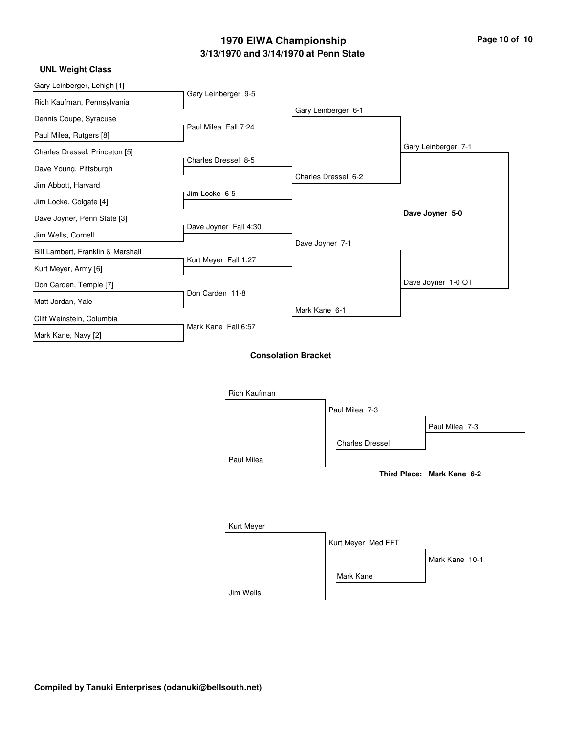# 1970 EIWA Championship

## 3/13/1970 and 3/14/1970 at Penn State

### UNL Weight Class

Gary Leinberger, Lehigh [1]

Rich Kaufman, Pennsylvania

Dennis Coupe, Syracuse

Paul Milea, Rutgers [8]

Charles Dressel, Princeton [5]

Dave Young, Pittsburgh

Jim Abbott, Harvard

Jim Locke, Colgate [4]

Dave Joyner, Penn State [3]

Jim Wells, Cornell

Bill Lambert, Franklin & Marshall

Kurt Meyer, Army [6]

Don Carden, Temple [7]

Matt Jordan, Yale

Cliff Weinstein, Columbia

Mark Kane, Navy [2]

Gary Leinberger 9-5

Paul Milea Fall 7:24

Charles Dressel 8-5

Jim Locke 6-5

Dave Joyner Fall 4:30

Kurt Meyer Fall 1:27

Don Carden 11-8

Mark Kane Fall 6:57

Gary Leinberger 6-1

Charles Dressel 6-2

Dave Joyner 7-1

Mark Kane 6-1

Gary Leinberger 7-1

Dave Joyner 1-0 OT

**Dave Joyner 5-0**

### Consolation Bracket

Rich Kaufman

Paul Milea

Paul Milea 7-3

Charles Dressel

Paul Milea 7-3

**Third Place: Mark Kane 6-2**

Kurt Meyer

Jim Wells

Kurt Meyer Med FFT

Mark Kane

Mark Kane 10-1

**Compiled by Tanuki Enterprises (odanuki@bellsouth.net)**